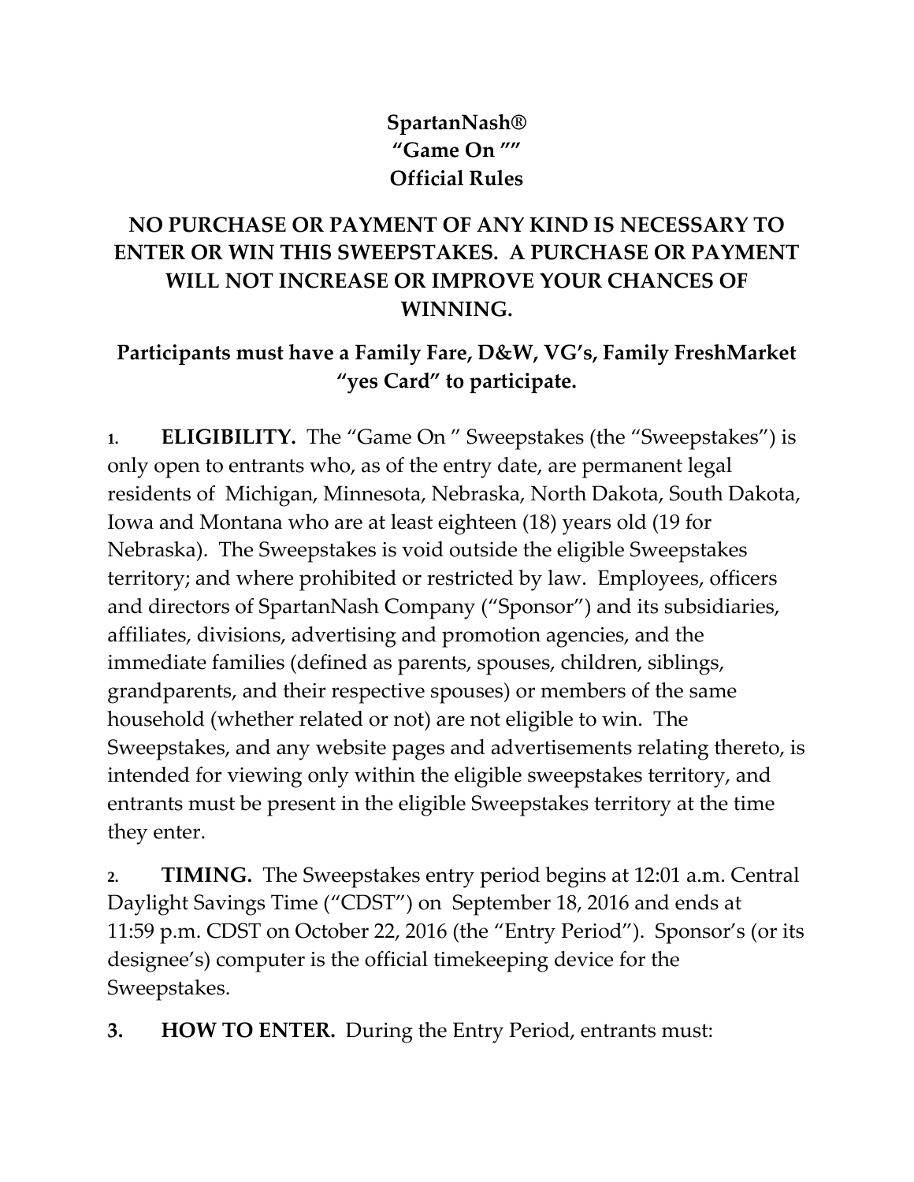**SpartanNash®**
**"Game On ""**
**Official Rules**

**NO PURCHASE OR PAYMENT OF ANY KIND IS NECESSARY TO ENTER OR WIN THIS SWEEPSTAKES. A PURCHASE OR PAYMENT WILL NOT INCREASE OR IMPROVE YOUR CHANCES OF WINNING.**

**Participants must have a Family Fare, D&W, VG's, Family FreshMarket "yes Card" to participate.**

1. **ELIGIBILITY.** The "Game On " Sweepstakes (the "Sweepstakes") is only open to entrants who, as of the entry date, are permanent legal residents of Michigan, Minnesota, Nebraska, North Dakota, South Dakota, Iowa and Montana who are at least eighteen (18) years old (19 for Nebraska). The Sweepstakes is void outside the eligible Sweepstakes territory; and where prohibited or restricted by law. Employees, officers and directors of SpartanNash Company ("Sponsor") and its subsidiaries, affiliates, divisions, advertising and promotion agencies, and the immediate families (defined as parents, spouses, children, siblings, grandparents, and their respective spouses) or members of the same household (whether related or not) are not eligible to win. The Sweepstakes, and any website pages and advertisements relating thereto, is intended for viewing only within the eligible sweepstakes territory, and entrants must be present in the eligible Sweepstakes territory at the time they enter.

2. **TIMING.** The Sweepstakes entry period begins at 12:01 a.m. Central Daylight Savings Time ("CDST") on September 18, 2016 and ends at 11:59 p.m. CDST on October 22, 2016 (the "Entry Period"). Sponsor's (or its designee's) computer is the official timekeeping device for the Sweepstakes.

3. **HOW TO ENTER.** During the Entry Period, entrants must: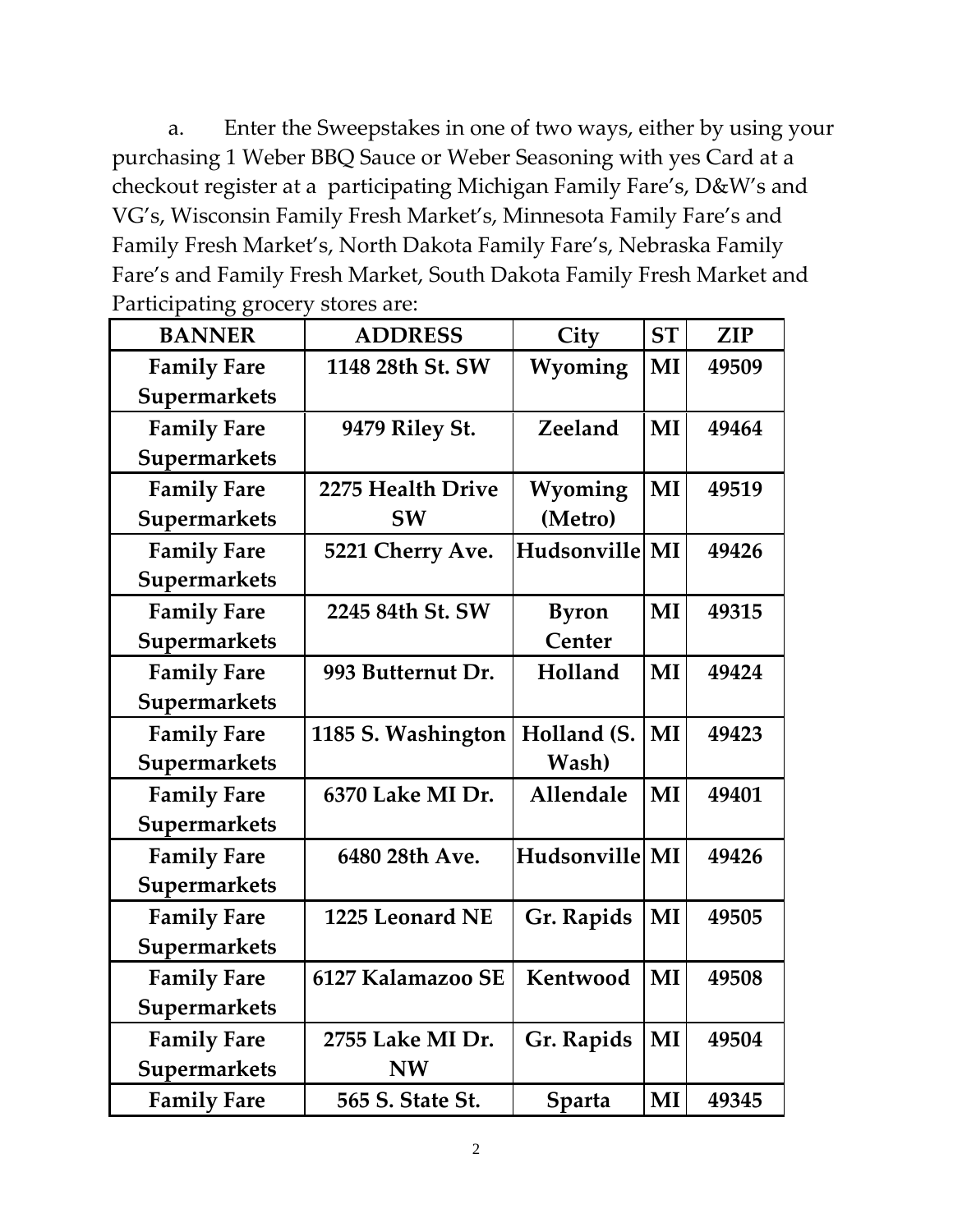a. Enter the Sweepstakes in one of two ways, either by using your purchasing 1 Weber BBQ Sauce or Weber Seasoning with yes Card at a checkout register at a participating Michigan Family Fare's, D&W's and VG's, Wisconsin Family Fresh Market's, Minnesota Family Fare's and Family Fresh Market's, North Dakota Family Fare's, Nebraska Family Fare's and Family Fresh Market, South Dakota Family Fresh Market and Participating grocery stores are:

| BANNER | ADDRESS | City | ST | ZIP |
|---|---|---|---|---|
| **Family Fare Supermarkets** | **1148 28th St. SW** | **Wyoming** | **MI** | **49509** |
| **Family Fare Supermarkets** | **9479 Riley St.** | **Zeeland** | **MI** | **49464** |
| **Family Fare Supermarkets** | **2275 Health Drive SW** | **Wyoming (Metro)** | **MI** | **49519** |
| **Family Fare Supermarkets** | **5221 Cherry Ave.** | **Hudsonville** | **MI** | **49426** |
| **Family Fare Supermarkets** | **2245 84th St. SW** | **Byron Center** | **MI** | **49315** |
| **Family Fare Supermarkets** | **993 Butternut Dr.** | **Holland** | **MI** | **49424** |
| **Family Fare Supermarkets** | **1185 S. Washington** | **Holland (S. Wash)** | **MI** | **49423** |
| **Family Fare Supermarkets** | **6370 Lake MI Dr.** | **Allendale** | **MI** | **49401** |
| **Family Fare Supermarkets** | **6480 28th Ave.** | **Hudsonville** | **MI** | **49426** |
| **Family Fare Supermarkets** | **1225 Leonard NE** | **Gr. Rapids** | **MI** | **49505** |
| **Family Fare Supermarkets** | **6127 Kalamazoo SE** | **Kentwood** | **MI** | **49508** |
| **Family Fare Supermarkets** | **2755 Lake MI Dr. NW** | **Gr. Rapids** | **MI** | **49504** |
| **Family Fare** | **565 S. State St.** | **Sparta** | **MI** | **49345** |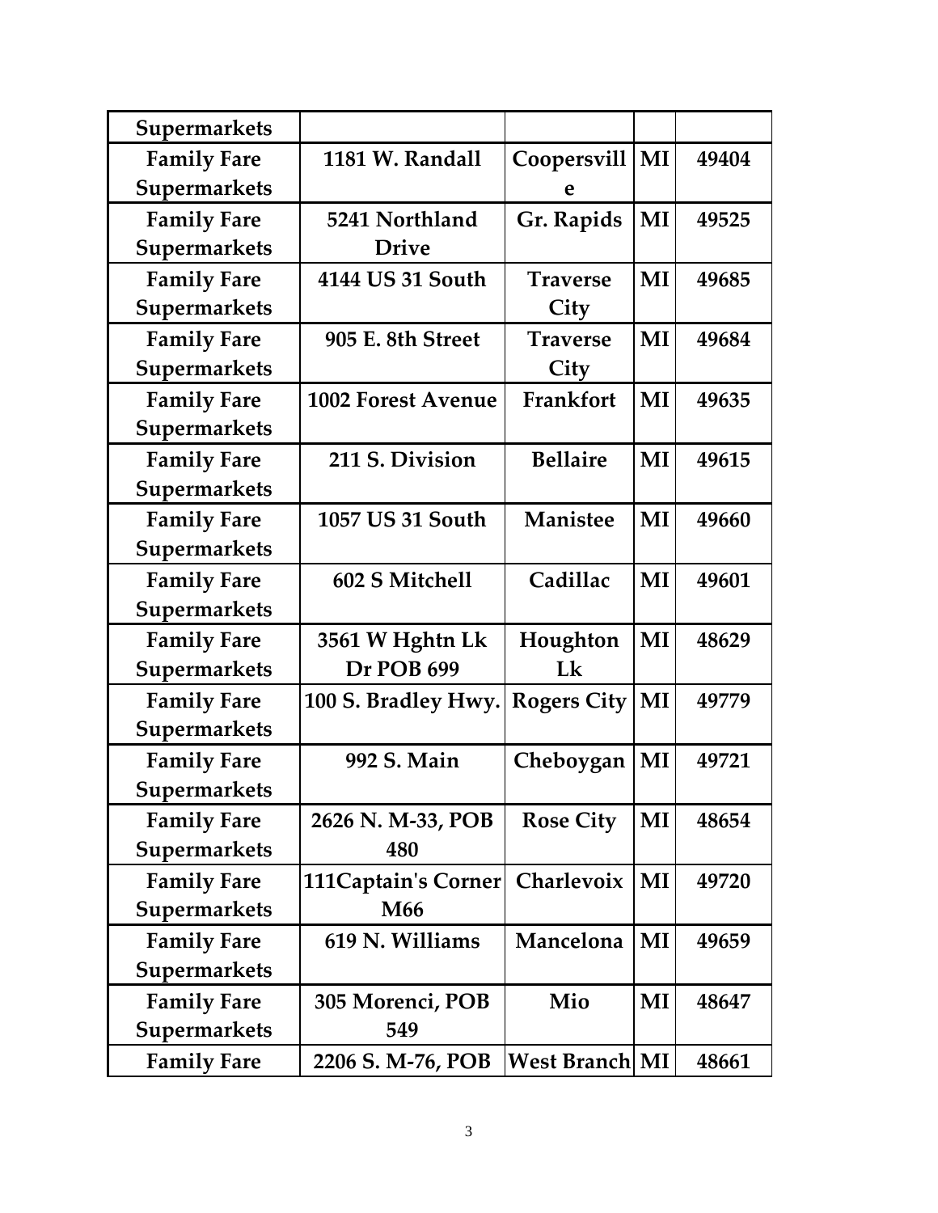| Supermarkets | | | | |
|---|---|---|---|---|
| Family Fare Supermarkets | 1181 W. Randall | Coopersville | MI | 49404 |
| Family Fare Supermarkets | 5241 Northland Drive | Gr. Rapids | MI | 49525 |
| Family Fare Supermarkets | 4144 US 31 South | Traverse City | MI | 49685 |
| Family Fare Supermarkets | 905 E. 8th Street | Traverse City | MI | 49684 |
| Family Fare Supermarkets | 1002 Forest Avenue | Frankfort | MI | 49635 |
| Family Fare Supermarkets | 211 S. Division | Bellaire | MI | 49615 |
| Family Fare Supermarkets | 1057 US 31 South | Manistee | MI | 49660 |
| Family Fare Supermarkets | 602 S Mitchell | Cadillac | MI | 49601 |
| Family Fare Supermarkets | 3561 W Hghtn Lk Dr POB 699 | Houghton Lk | MI | 48629 |
| Family Fare Supermarkets | 100 S. Bradley Hwy. | Rogers City | MI | 49779 |
| Family Fare Supermarkets | 992 S. Main | Cheboygan | MI | 49721 |
| Family Fare Supermarkets | 2626 N. M-33, POB 480 | Rose City | MI | 48654 |
| Family Fare Supermarkets | 111Captain's Corner M66 | Charlevoix | MI | 49720 |
| Family Fare Supermarkets | 619 N. Williams | Mancelona | MI | 49659 |
| Family Fare Supermarkets | 305 Morenci, POB 549 | Mio | MI | 48647 |
| Family Fare | 2206 S. M-76, POB | West Branch | MI | 48661 |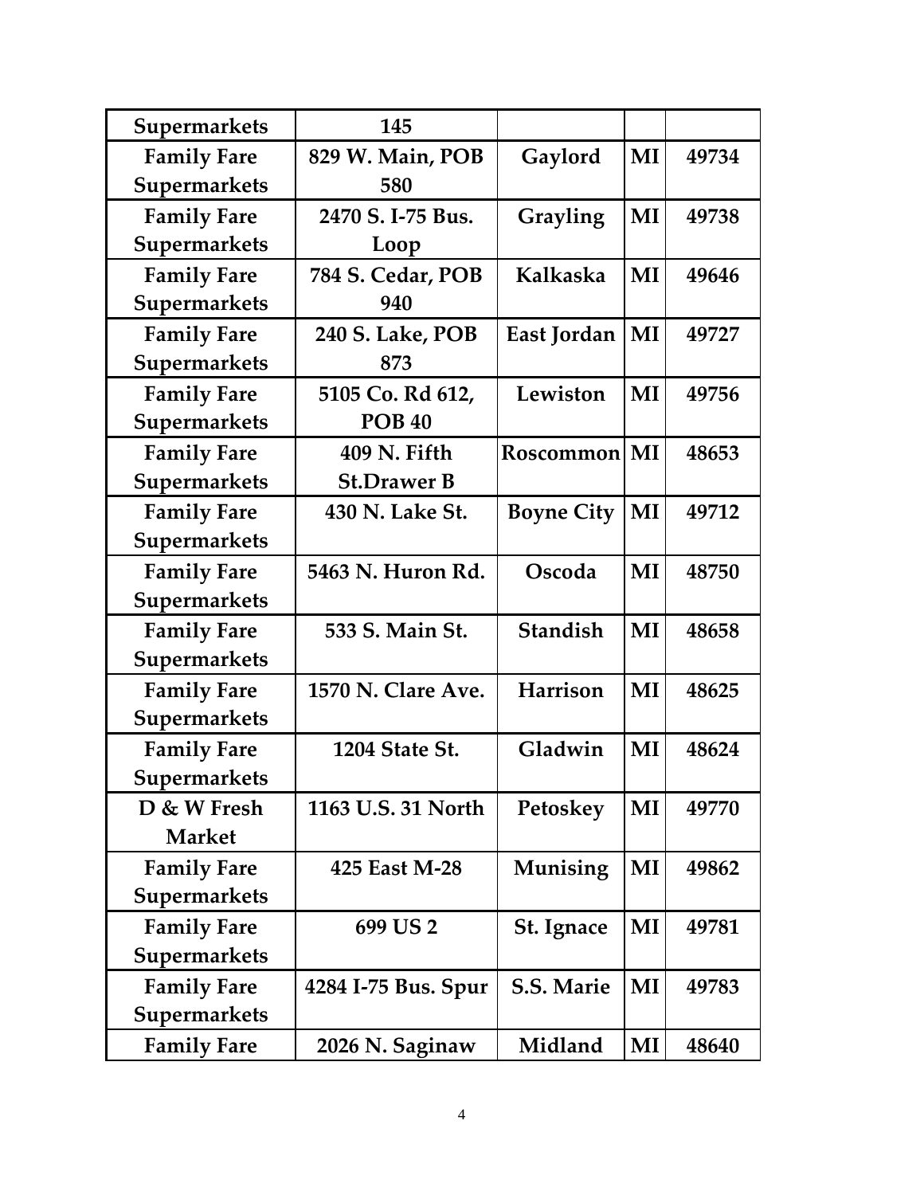| | | | | |
|---|---|---|---|---|
| Supermarkets | 145 | | | |
| Family Fare Supermarkets | 829 W. Main, POB 580 | Gaylord | MI | 49734 |
| Family Fare Supermarkets | 2470 S. I-75 Bus. Loop | Grayling | MI | 49738 |
| Family Fare Supermarkets | 784 S. Cedar, POB 940 | Kalkaska | MI | 49646 |
| Family Fare Supermarkets | 240 S. Lake, POB 873 | East Jordan | MI | 49727 |
| Family Fare Supermarkets | 5105 Co. Rd 612, POB 40 | Lewiston | MI | 49756 |
| Family Fare Supermarkets | 409 N. Fifth St.Drawer B | Roscommon | MI | 48653 |
| Family Fare Supermarkets | 430 N. Lake St. | Boyne City | MI | 49712 |
| Family Fare Supermarkets | 5463 N. Huron Rd. | Oscoda | MI | 48750 |
| Family Fare Supermarkets | 533 S. Main St. | Standish | MI | 48658 |
| Family Fare Supermarkets | 1570 N. Clare Ave. | Harrison | MI | 48625 |
| Family Fare Supermarkets | 1204 State St. | Gladwin | MI | 48624 |
| D & W Fresh Market | 1163 U.S. 31 North | Petoskey | MI | 49770 |
| Family Fare Supermarkets | 425 East M-28 | Munising | MI | 49862 |
| Family Fare Supermarkets | 699 US 2 | St. Ignace | MI | 49781 |
| Family Fare Supermarkets | 4284 I-75 Bus. Spur | S.S. Marie | MI | 49783 |
| Family Fare | 2026 N. Saginaw | Midland | MI | 48640 |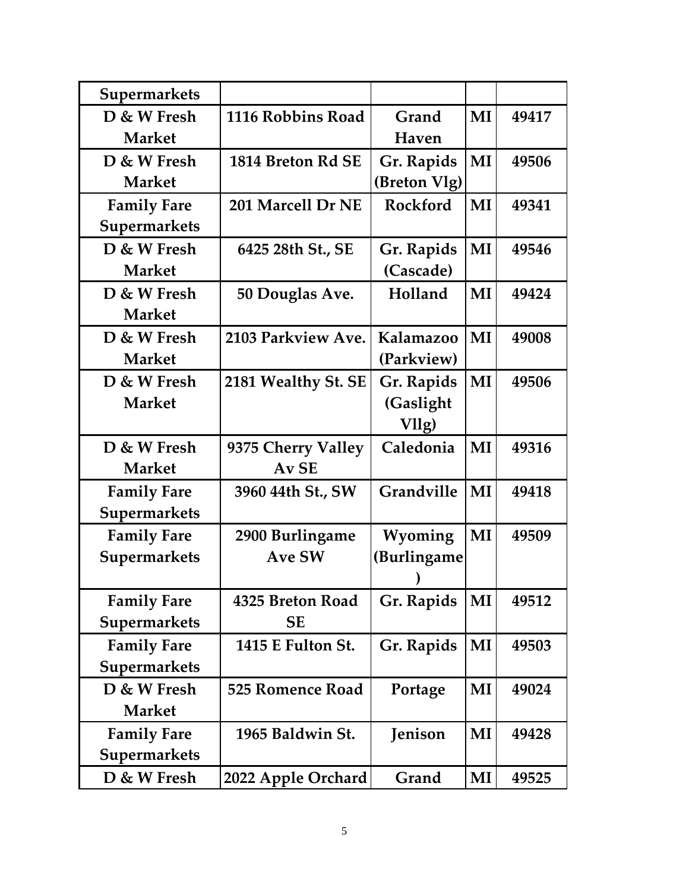| Supermarkets | | | | |
|---|---|---|---|---|
| D & W Fresh Market | 1116 Robbins Road | Grand Haven | MI | 49417 |
| D & W Fresh Market | 1814 Breton Rd SE | Gr. Rapids (Breton Vlg) | MI | 49506 |
| Family Fare Supermarkets | 201 Marcell Dr NE | Rockford | MI | 49341 |
| D & W Fresh Market | 6425 28th St., SE | Gr. Rapids (Cascade) | MI | 49546 |
| D & W Fresh Market | 50 Douglas Ave. | Holland | MI | 49424 |
| D & W Fresh Market | 2103 Parkview Ave. | Kalamazoo (Parkview) | MI | 49008 |
| D & W Fresh Market | 2181 Wealthy St. SE | Gr. Rapids (Gaslight Vllg) | MI | 49506 |
| D & W Fresh Market | 9375 Cherry Valley Av SE | Caledonia | MI | 49316 |
| Family Fare Supermarkets | 3960 44th St., SW | Grandville | MI | 49418 |
| Family Fare Supermarkets | 2900 Burlingame Ave SW | Wyoming (Burlingame) | MI | 49509 |
| Family Fare Supermarkets | 4325 Breton Road SE | Gr. Rapids | MI | 49512 |
| Family Fare Supermarkets | 1415 E Fulton St. | Gr. Rapids | MI | 49503 |
| D & W Fresh Market | 525 Romence Road | Portage | MI | 49024 |
| Family Fare Supermarkets | 1965 Baldwin St. | Jenison | MI | 49428 |
| D & W Fresh | 2022 Apple Orchard | Grand | MI | 49525 |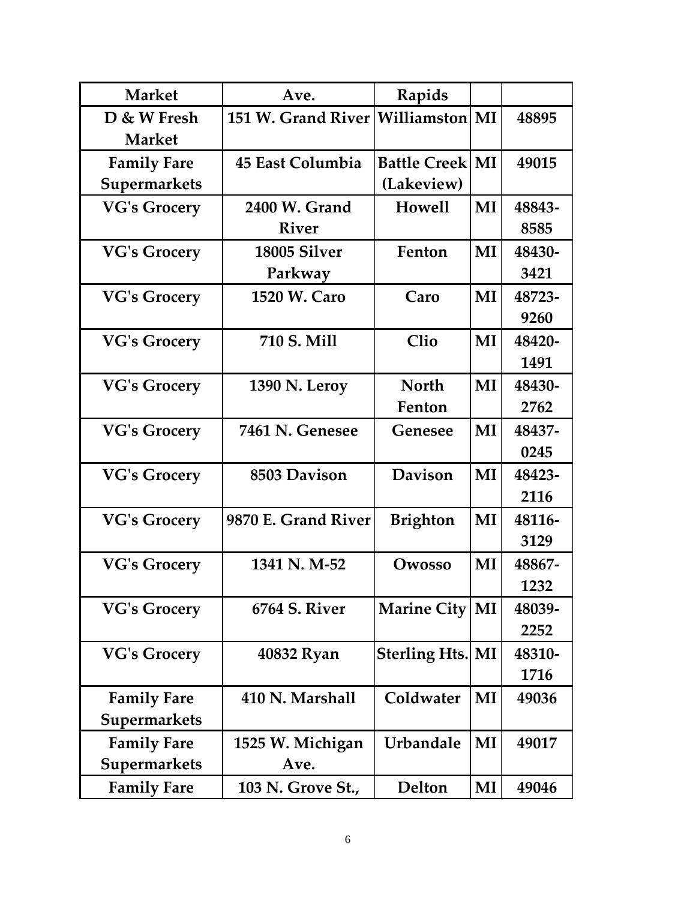| Market | Ave. | Rapids | | |
|---|---|---|---|---|
| D & W Fresh Market | 151 W. Grand River | Williamston | MI | 48895 |
| Family Fare Supermarkets | 45 East Columbia | Battle Creek (Lakeview) | MI | 49015 |
| VG's Grocery | 2400 W. Grand River | Howell | MI | 48843-8585 |
| VG's Grocery | 18005 Silver Parkway | Fenton | MI | 48430-3421 |
| VG's Grocery | 1520 W. Caro | Caro | MI | 48723-9260 |
| VG's Grocery | 710 S. Mill | Clio | MI | 48420-1491 |
| VG's Grocery | 1390 N. Leroy | North Fenton | MI | 48430-2762 |
| VG's Grocery | 7461 N. Genesee | Genesee | MI | 48437-0245 |
| VG's Grocery | 8503 Davison | Davison | MI | 48423-2116 |
| VG's Grocery | 9870 E. Grand River | Brighton | MI | 48116-3129 |
| VG's Grocery | 1341 N. M-52 | Owosso | MI | 48867-1232 |
| VG's Grocery | 6764 S. River | Marine City | MI | 48039-2252 |
| VG's Grocery | 40832 Ryan | Sterling Hts. | MI | 48310-1716 |
| Family Fare Supermarkets | 410 N. Marshall | Coldwater | MI | 49036 |
| Family Fare Supermarkets | 1525 W. Michigan Ave. | Urbandale | MI | 49017 |
| Family Fare | 103 N. Grove St., | Delton | MI | 49046 |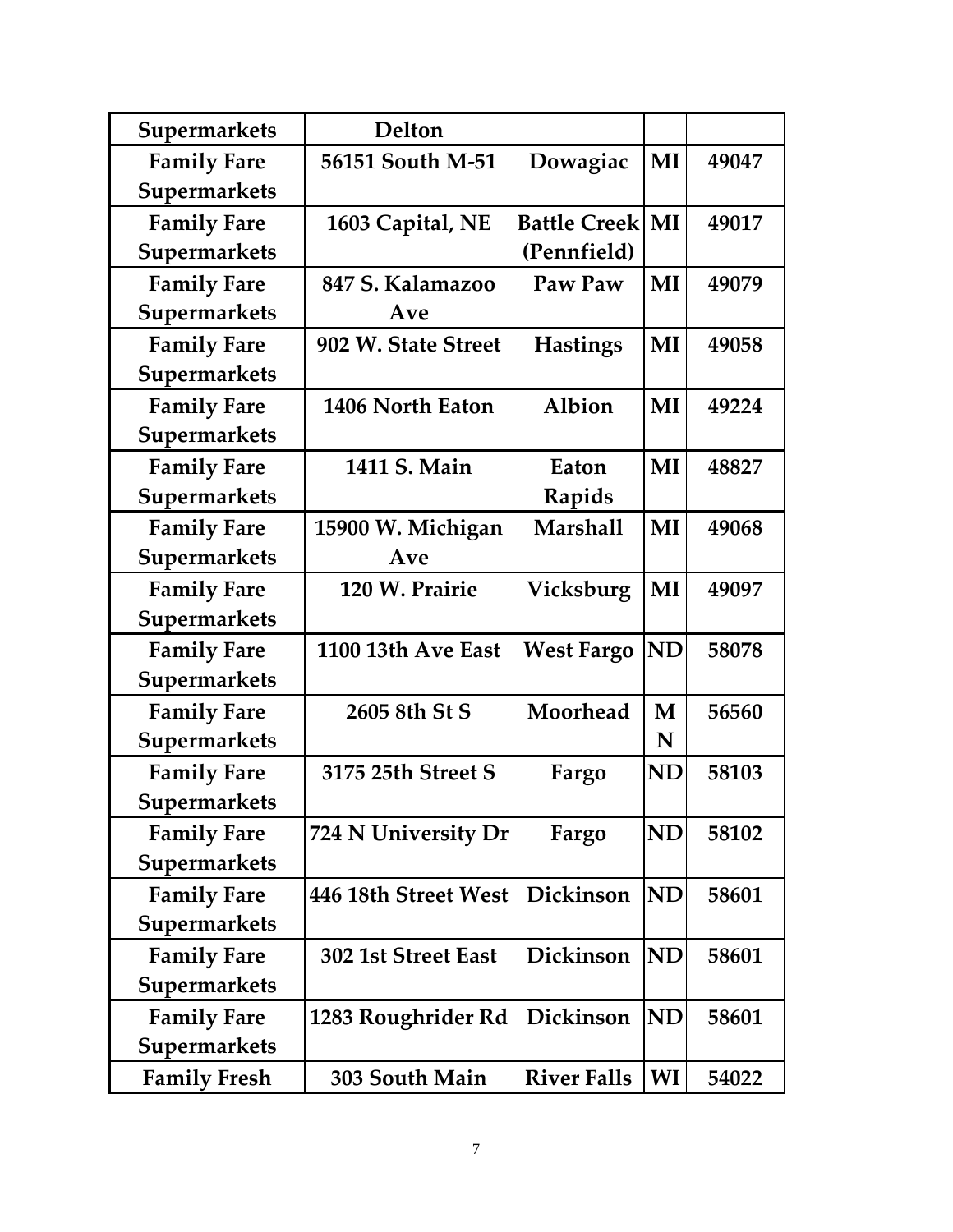| | | | | |
|---|---|---|---|---|
| Supermarkets | Delton | | | |
| Family Fare Supermarkets | 56151 South M-51 | Dowagiac | MI | 49047 |
| Family Fare Supermarkets | 1603 Capital, NE | Battle Creek (Pennfield) | MI | 49017 |
| Family Fare Supermarkets | 847 S. Kalamazoo Ave | Paw Paw | MI | 49079 |
| Family Fare Supermarkets | 902 W. State Street | Hastings | MI | 49058 |
| Family Fare Supermarkets | 1406 North Eaton | Albion | MI | 49224 |
| Family Fare Supermarkets | 1411 S. Main | Eaton Rapids | MI | 48827 |
| Family Fare Supermarkets | 15900 W. Michigan Ave | Marshall | MI | 49068 |
| Family Fare Supermarkets | 120 W. Prairie | Vicksburg | MI | 49097 |
| Family Fare Supermarkets | 1100 13th Ave East | West Fargo | ND | 58078 |
| Family Fare Supermarkets | 2605 8th St S | Moorhead | MN | 56560 |
| Family Fare Supermarkets | 3175 25th Street S | Fargo | ND | 58103 |
| Family Fare Supermarkets | 724 N University Dr | Fargo | ND | 58102 |
| Family Fare Supermarkets | 446 18th Street West | Dickinson | ND | 58601 |
| Family Fare Supermarkets | 302 1st Street East | Dickinson | ND | 58601 |
| Family Fare Supermarkets | 1283 Roughrider Rd | Dickinson | ND | 58601 |
| Family Fresh | 303 South Main | River Falls | WI | 54022 |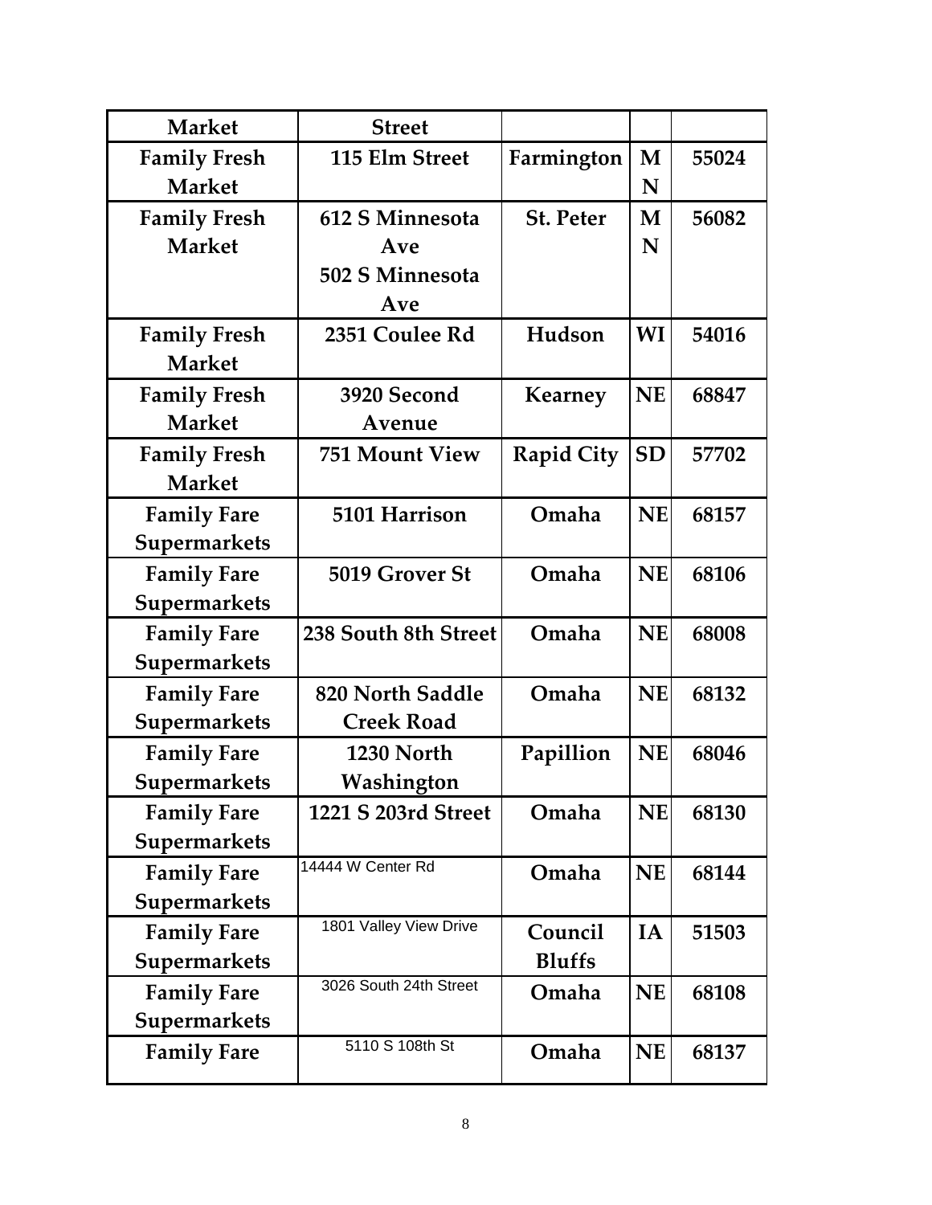| Market | Street | | | |
|---|---|---|---|---|
| Family Fresh Market | 115 Elm Street | Farmington | MN | 55024 |
| Family Fresh Market | 612 S Minnesota Ave 502 S Minnesota Ave | St. Peter | MN | 56082 |
| Family Fresh Market | 2351 Coulee Rd | Hudson | WI | 54016 |
| Family Fresh Market | 3920 Second Avenue | Kearney | NE | 68847 |
| Family Fresh Market | 751 Mount View | Rapid City | SD | 57702 |
| Family Fare Supermarkets | 5101 Harrison | Omaha | NE | 68157 |
| Family Fare Supermarkets | 5019 Grover St | Omaha | NE | 68106 |
| Family Fare Supermarkets | 238 South 8th Street | Omaha | NE | 68008 |
| Family Fare Supermarkets | 820 North Saddle Creek Road | Omaha | NE | 68132 |
| Family Fare Supermarkets | 1230 North Washington | Papillion | NE | 68046 |
| Family Fare Supermarkets | 1221 S 203rd Street | Omaha | NE | 68130 |
| Family Fare Supermarkets | 14444 W Center Rd | Omaha | NE | 68144 |
| Family Fare Supermarkets | 1801 Valley View Drive | Council Bluffs | IA | 51503 |
| Family Fare Supermarkets | 3026 South 24th Street | Omaha | NE | 68108 |
| Family Fare | 5110 S 108th St | Omaha | NE | 68137 |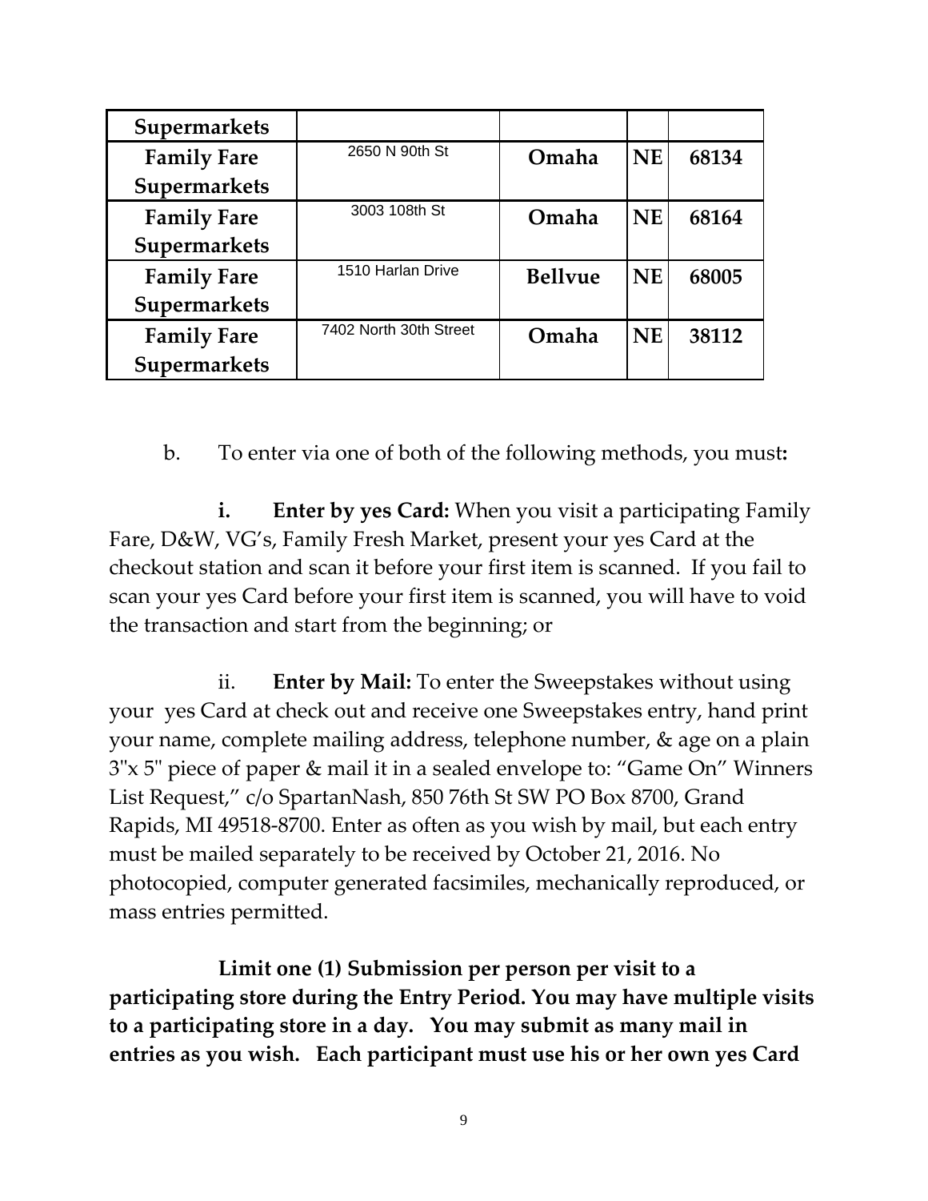| | | | | |
|---|---|---|---|---|
| **Supermarkets** | | | | |
| **Family Fare Supermarkets** | 2650 N 90th St | **Omaha** | **NE** | **68134** |
| **Family Fare Supermarkets** | 3003 108th St | **Omaha** | **NE** | **68164** |
| **Family Fare Supermarkets** | 1510 Harlan Drive | **Bellvue** | **NE** | **68005** |
| **Family Fare Supermarkets** | 7402 North 30th Street | **Omaha** | **NE** | **38112** |

b. To enter via one of both of the following methods, you must**:**

**i. Enter by yes Card:** When you visit a participating Family Fare, D&W, VG's, Family Fresh Market, present your yes Card at the checkout station and scan it before your first item is scanned. If you fail to scan your yes Card before your first item is scanned, you will have to void the transaction and start from the beginning; or

ii. **Enter by Mail:** To enter the Sweepstakes without using your yes Card at check out and receive one Sweepstakes entry, hand print your name, complete mailing address, telephone number, & age on a plain 3"x 5" piece of paper & mail it in a sealed envelope to: "Game On" Winners List Request," c/o SpartanNash, 850 76th St SW PO Box 8700, Grand Rapids, MI 49518-8700. Enter as often as you wish by mail, but each entry must be mailed separately to be received by October 21, 2016. No photocopied, computer generated facsimiles, mechanically reproduced, or mass entries permitted.

**Limit one (1) Submission per person per visit to a participating store during the Entry Period. You may have multiple visits to a participating store in a day. You may submit as many mail in entries as you wish. Each participant must use his or her own yes Card**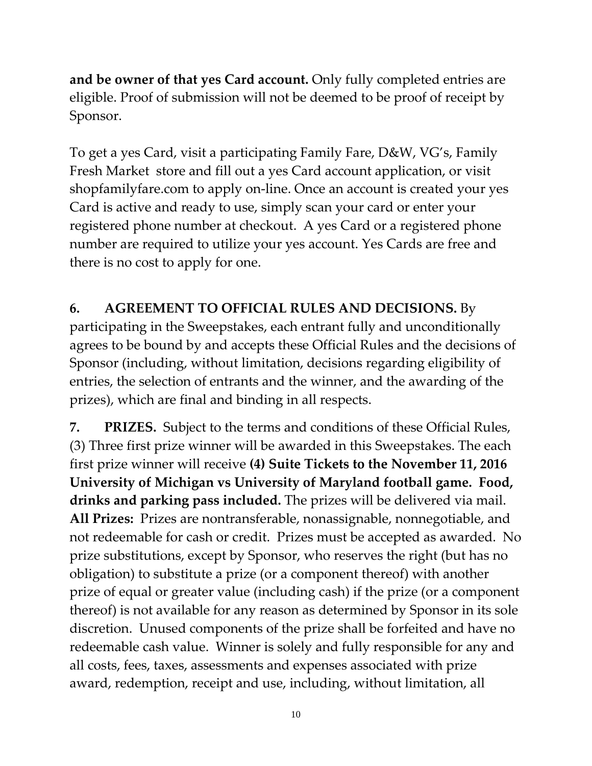**and be owner of that yes Card account.** Only fully completed entries are eligible. Proof of submission will not be deemed to be proof of receipt by Sponsor.

To get a yes Card, visit a participating Family Fare, D&W, VG's, Family Fresh Market store and fill out a yes Card account application, or visit shopfamilyfare.com to apply on-line. Once an account is created your yes Card is active and ready to use, simply scan your card or enter your registered phone number at checkout. A yes Card or a registered phone number are required to utilize your yes account. Yes Cards are free and there is no cost to apply for one.

**6. AGREEMENT TO OFFICIAL RULES AND DECISIONS.** By participating in the Sweepstakes, each entrant fully and unconditionally agrees to be bound by and accepts these Official Rules and the decisions of Sponsor (including, without limitation, decisions regarding eligibility of entries, the selection of entrants and the winner, and the awarding of the prizes), which are final and binding in all respects.

**7. PRIZES.** Subject to the terms and conditions of these Official Rules, (3) Three first prize winner will be awarded in this Sweepstakes. The each first prize winner will receive **(4) Suite Tickets to the November 11, 2016 University of Michigan vs University of Maryland football game. Food, drinks and parking pass included.** The prizes will be delivered via mail. **All Prizes:** Prizes are nontransferable, nonassignable, nonnegotiable, and not redeemable for cash or credit. Prizes must be accepted as awarded. No prize substitutions, except by Sponsor, who reserves the right (but has no obligation) to substitute a prize (or a component thereof) with another prize of equal or greater value (including cash) if the prize (or a component thereof) is not available for any reason as determined by Sponsor in its sole discretion. Unused components of the prize shall be forfeited and have no redeemable cash value. Winner is solely and fully responsible for any and all costs, fees, taxes, assessments and expenses associated with prize award, redemption, receipt and use, including, without limitation, all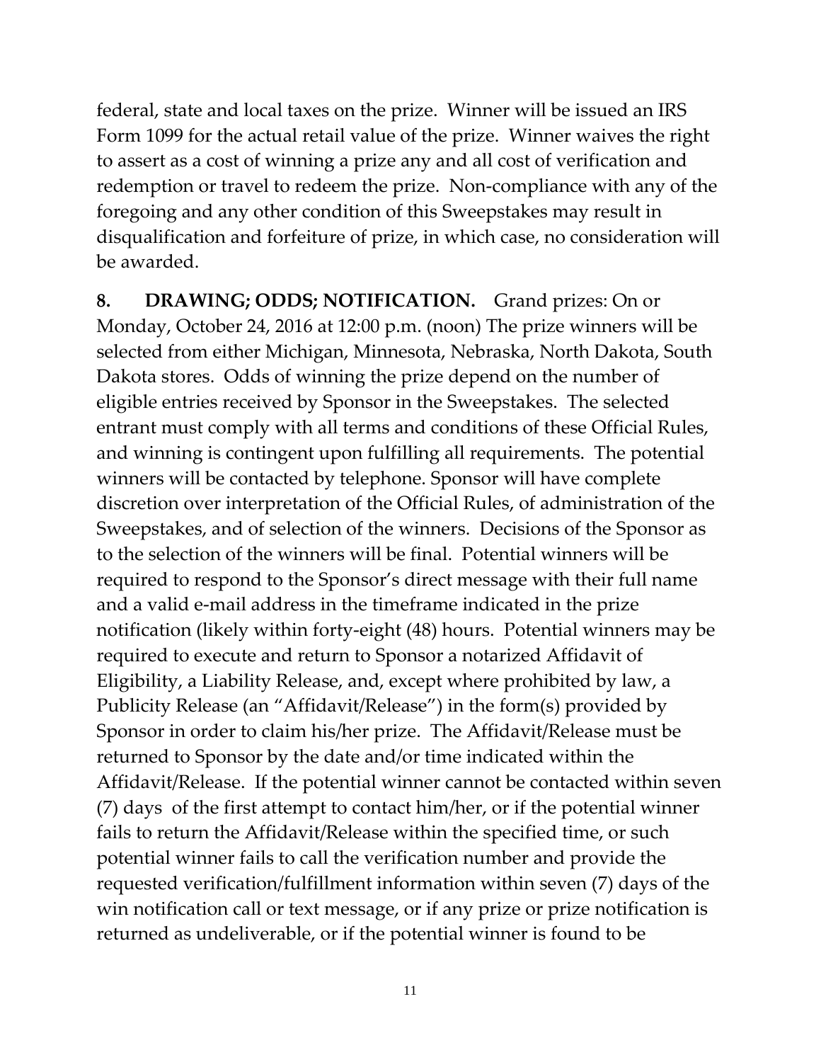federal, state and local taxes on the prize. Winner will be issued an IRS Form 1099 for the actual retail value of the prize. Winner waives the right to assert as a cost of winning a prize any and all cost of verification and redemption or travel to redeem the prize. Non-compliance with any of the foregoing and any other condition of this Sweepstakes may result in disqualification and forfeiture of prize, in which case, no consideration will be awarded.

**8. DRAWING; ODDS; NOTIFICATION.** Grand prizes: On or Monday, October 24, 2016 at 12:00 p.m. (noon) The prize winners will be selected from either Michigan, Minnesota, Nebraska, North Dakota, South Dakota stores. Odds of winning the prize depend on the number of eligible entries received by Sponsor in the Sweepstakes. The selected entrant must comply with all terms and conditions of these Official Rules, and winning is contingent upon fulfilling all requirements. The potential winners will be contacted by telephone. Sponsor will have complete discretion over interpretation of the Official Rules, of administration of the Sweepstakes, and of selection of the winners. Decisions of the Sponsor as to the selection of the winners will be final. Potential winners will be required to respond to the Sponsor's direct message with their full name and a valid e-mail address in the timeframe indicated in the prize notification (likely within forty-eight (48) hours. Potential winners may be required to execute and return to Sponsor a notarized Affidavit of Eligibility, a Liability Release, and, except where prohibited by law, a Publicity Release (an "Affidavit/Release") in the form(s) provided by Sponsor in order to claim his/her prize. The Affidavit/Release must be returned to Sponsor by the date and/or time indicated within the Affidavit/Release. If the potential winner cannot be contacted within seven (7) days of the first attempt to contact him/her, or if the potential winner fails to return the Affidavit/Release within the specified time, or such potential winner fails to call the verification number and provide the requested verification/fulfillment information within seven (7) days of the win notification call or text message, or if any prize or prize notification is returned as undeliverable, or if the potential winner is found to be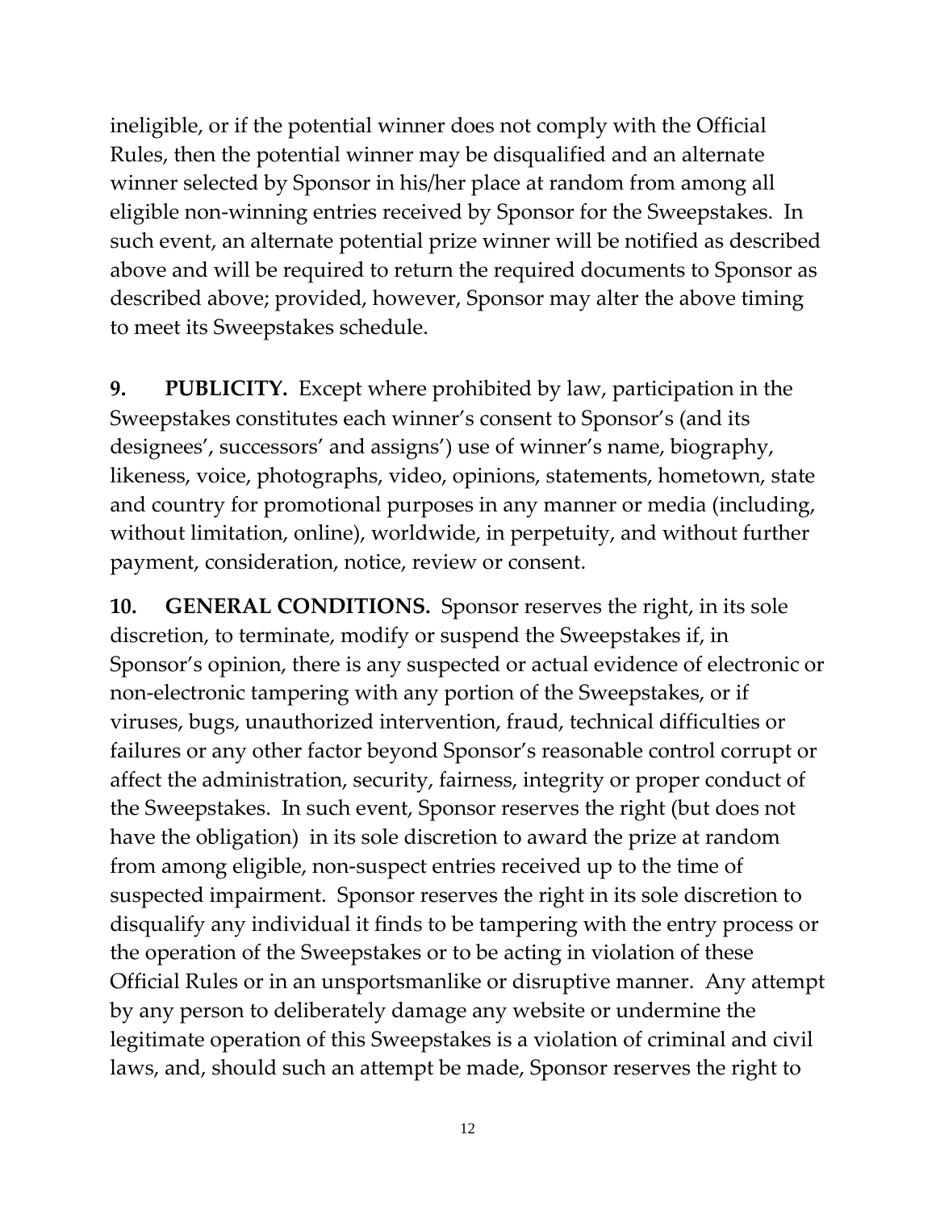ineligible, or if the potential winner does not comply with the Official Rules, then the potential winner may be disqualified and an alternate winner selected by Sponsor in his/her place at random from among all eligible non-winning entries received by Sponsor for the Sweepstakes. In such event, an alternate potential prize winner will be notified as described above and will be required to return the required documents to Sponsor as described above; provided, however, Sponsor may alter the above timing to meet its Sweepstakes schedule.

**9. PUBLICITY.** Except where prohibited by law, participation in the Sweepstakes constitutes each winner's consent to Sponsor's (and its designees', successors' and assigns') use of winner's name, biography, likeness, voice, photographs, video, opinions, statements, hometown, state and country for promotional purposes in any manner or media (including, without limitation, online), worldwide, in perpetuity, and without further payment, consideration, notice, review or consent.

**10. GENERAL CONDITIONS.** Sponsor reserves the right, in its sole discretion, to terminate, modify or suspend the Sweepstakes if, in Sponsor's opinion, there is any suspected or actual evidence of electronic or non-electronic tampering with any portion of the Sweepstakes, or if viruses, bugs, unauthorized intervention, fraud, technical difficulties or failures or any other factor beyond Sponsor's reasonable control corrupt or affect the administration, security, fairness, integrity or proper conduct of the Sweepstakes. In such event, Sponsor reserves the right (but does not have the obligation) in its sole discretion to award the prize at random from among eligible, non-suspect entries received up to the time of suspected impairment. Sponsor reserves the right in its sole discretion to disqualify any individual it finds to be tampering with the entry process or the operation of the Sweepstakes or to be acting in violation of these Official Rules or in an unsportsmanlike or disruptive manner. Any attempt by any person to deliberately damage any website or undermine the legitimate operation of this Sweepstakes is a violation of criminal and civil laws, and, should such an attempt be made, Sponsor reserves the right to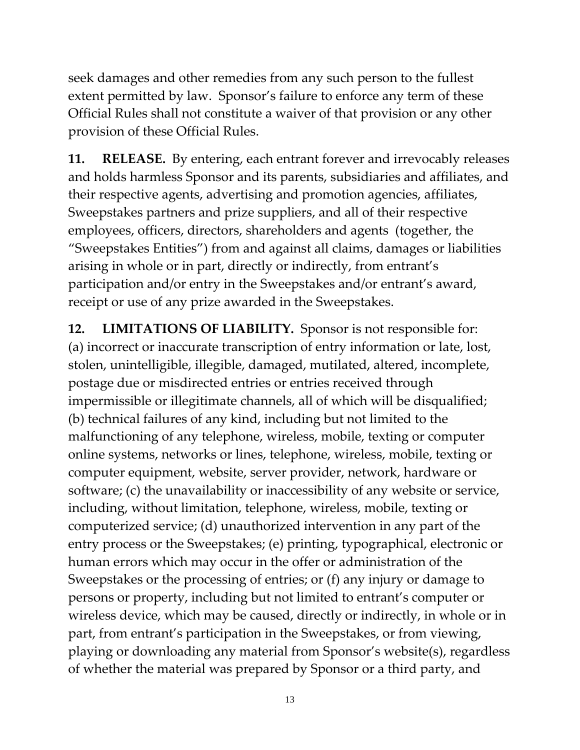seek damages and other remedies from any such person to the fullest extent permitted by law. Sponsor's failure to enforce any term of these Official Rules shall not constitute a waiver of that provision or any other provision of these Official Rules.

**11. RELEASE.** By entering, each entrant forever and irrevocably releases and holds harmless Sponsor and its parents, subsidiaries and affiliates, and their respective agents, advertising and promotion agencies, affiliates, Sweepstakes partners and prize suppliers, and all of their respective employees, officers, directors, shareholders and agents (together, the "Sweepstakes Entities") from and against all claims, damages or liabilities arising in whole or in part, directly or indirectly, from entrant's participation and/or entry in the Sweepstakes and/or entrant's award, receipt or use of any prize awarded in the Sweepstakes.

**12. LIMITATIONS OF LIABILITY.** Sponsor is not responsible for: (a) incorrect or inaccurate transcription of entry information or late, lost, stolen, unintelligible, illegible, damaged, mutilated, altered, incomplete, postage due or misdirected entries or entries received through impermissible or illegitimate channels, all of which will be disqualified; (b) technical failures of any kind, including but not limited to the malfunctioning of any telephone, wireless, mobile, texting or computer online systems, networks or lines, telephone, wireless, mobile, texting or computer equipment, website, server provider, network, hardware or software; (c) the unavailability or inaccessibility of any website or service, including, without limitation, telephone, wireless, mobile, texting or computerized service; (d) unauthorized intervention in any part of the entry process or the Sweepstakes; (e) printing, typographical, electronic or human errors which may occur in the offer or administration of the Sweepstakes or the processing of entries; or (f) any injury or damage to persons or property, including but not limited to entrant's computer or wireless device, which may be caused, directly or indirectly, in whole or in part, from entrant's participation in the Sweepstakes, or from viewing, playing or downloading any material from Sponsor's website(s), regardless of whether the material was prepared by Sponsor or a third party, and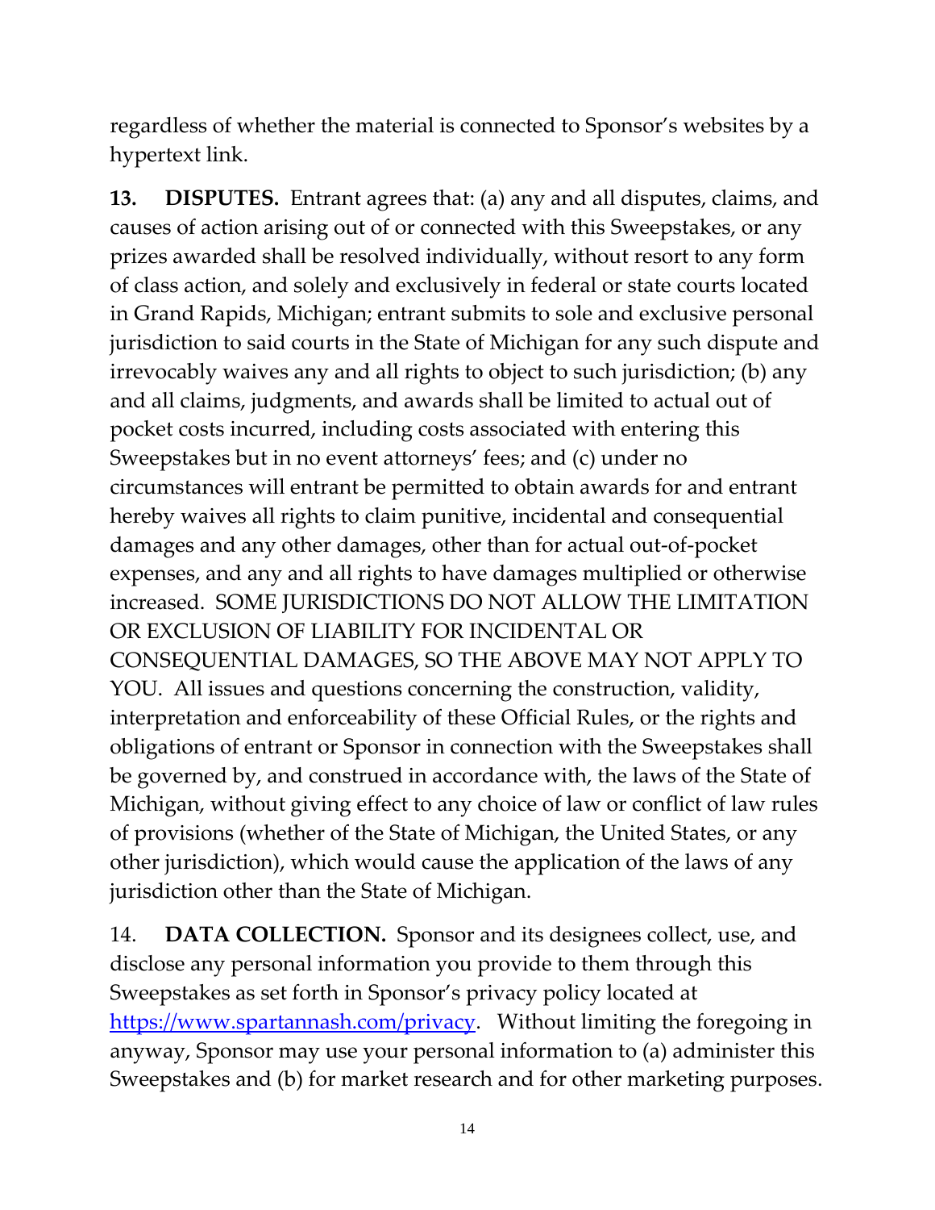regardless of whether the material is connected to Sponsor's websites by a hypertext link.

**13. DISPUTES.** Entrant agrees that: (a) any and all disputes, claims, and causes of action arising out of or connected with this Sweepstakes, or any prizes awarded shall be resolved individually, without resort to any form of class action, and solely and exclusively in federal or state courts located in Grand Rapids, Michigan; entrant submits to sole and exclusive personal jurisdiction to said courts in the State of Michigan for any such dispute and irrevocably waives any and all rights to object to such jurisdiction; (b) any and all claims, judgments, and awards shall be limited to actual out of pocket costs incurred, including costs associated with entering this Sweepstakes but in no event attorneys' fees; and (c) under no circumstances will entrant be permitted to obtain awards for and entrant hereby waives all rights to claim punitive, incidental and consequential damages and any other damages, other than for actual out-of-pocket expenses, and any and all rights to have damages multiplied or otherwise increased. SOME JURISDICTIONS DO NOT ALLOW THE LIMITATION OR EXCLUSION OF LIABILITY FOR INCIDENTAL OR CONSEQUENTIAL DAMAGES, SO THE ABOVE MAY NOT APPLY TO YOU. All issues and questions concerning the construction, validity, interpretation and enforceability of these Official Rules, or the rights and obligations of entrant or Sponsor in connection with the Sweepstakes shall be governed by, and construed in accordance with, the laws of the State of Michigan, without giving effect to any choice of law or conflict of law rules of provisions (whether of the State of Michigan, the United States, or any other jurisdiction), which would cause the application of the laws of any jurisdiction other than the State of Michigan.

14. **DATA COLLECTION.** Sponsor and its designees collect, use, and disclose any personal information you provide to them through this Sweepstakes as set forth in Sponsor's privacy policy located at [https://www.spartannash.com/privacy](https://www.spartannash.com/privacy). Without limiting the foregoing in anyway, Sponsor may use your personal information to (a) administer this Sweepstakes and (b) for market research and for other marketing purposes.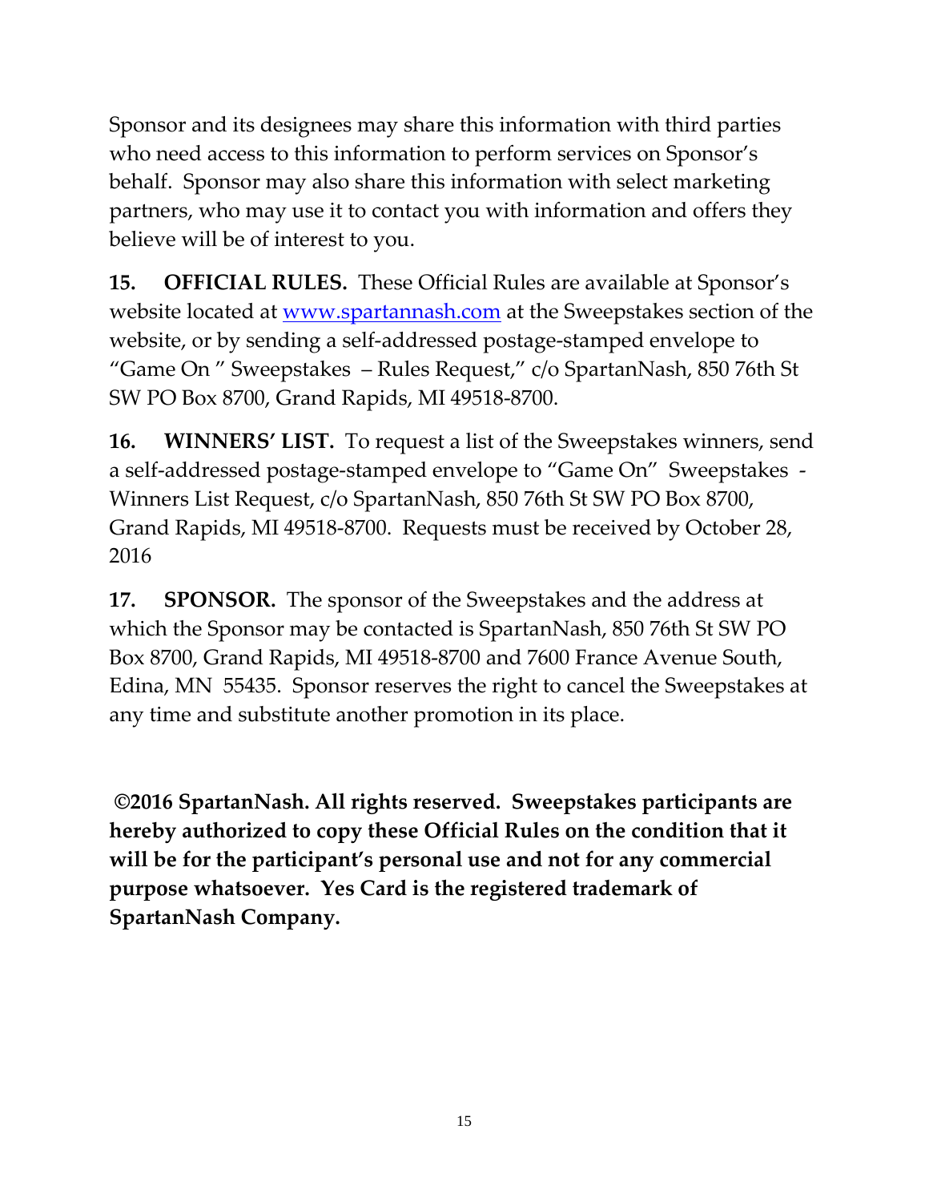Sponsor and its designees may share this information with third parties who need access to this information to perform services on Sponsor's behalf. Sponsor may also share this information with select marketing partners, who may use it to contact you with information and offers they believe will be of interest to you.

**15. OFFICIAL RULES.** These Official Rules are available at Sponsor's website located at [www.spartannash.com](www.spartannash.com) at the Sweepstakes section of the website, or by sending a self-addressed postage-stamped envelope to "Game On " Sweepstakes – Rules Request," c/o SpartanNash, 850 76th St SW PO Box 8700, Grand Rapids, MI 49518-8700.

**16. WINNERS' LIST.** To request a list of the Sweepstakes winners, send a self-addressed postage-stamped envelope to "Game On" Sweepstakes - Winners List Request, c/o SpartanNash, 850 76th St SW PO Box 8700, Grand Rapids, MI 49518-8700. Requests must be received by October 28, 2016

**17. SPONSOR.** The sponsor of the Sweepstakes and the address at which the Sponsor may be contacted is SpartanNash, 850 76th St SW PO Box 8700, Grand Rapids, MI 49518-8700 and 7600 France Avenue South, Edina, MN 55435. Sponsor reserves the right to cancel the Sweepstakes at any time and substitute another promotion in its place.

**©2016 SpartanNash. All rights reserved. Sweepstakes participants are hereby authorized to copy these Official Rules on the condition that it will be for the participant's personal use and not for any commercial purpose whatsoever. Yes Card is the registered trademark of SpartanNash Company.**